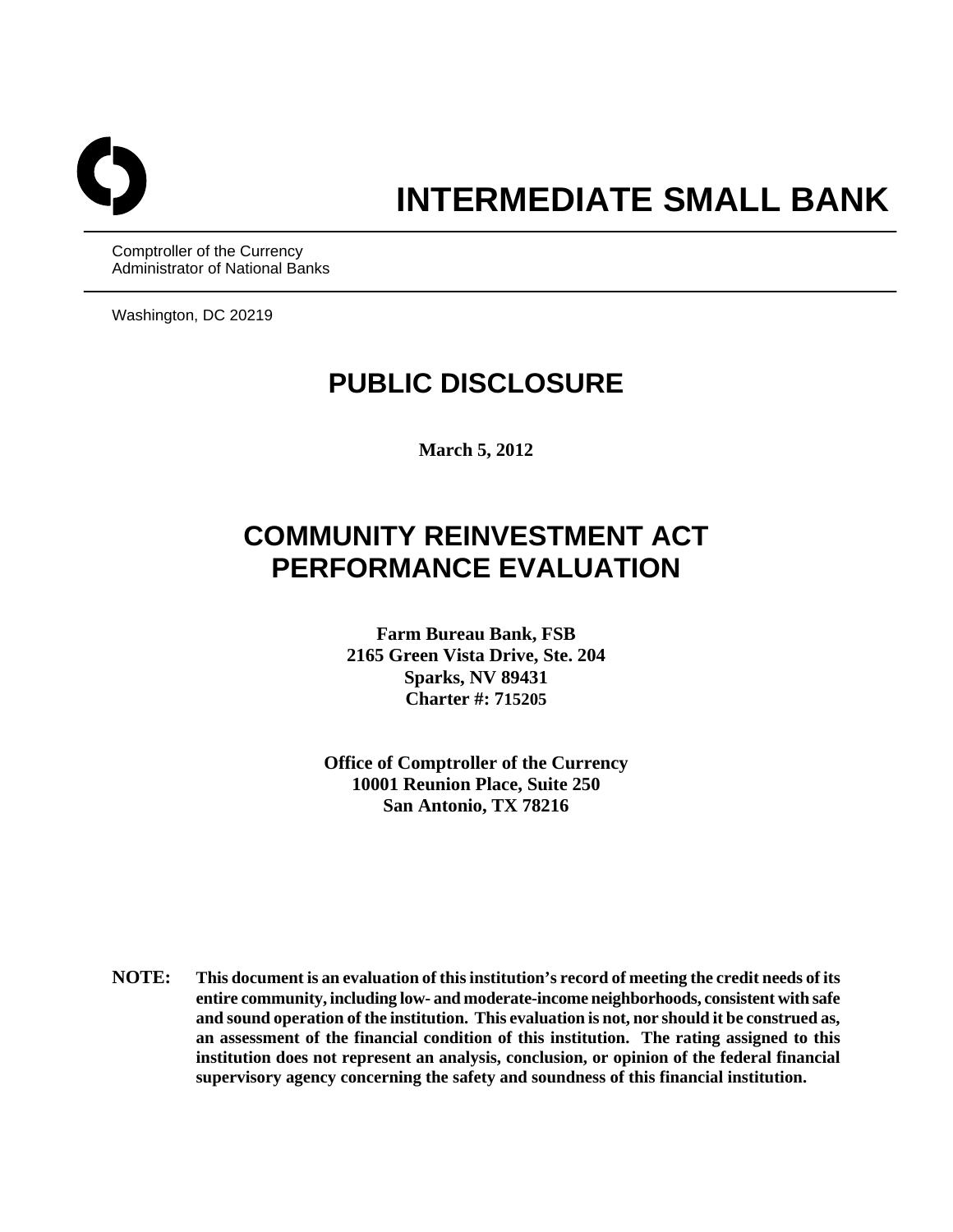# INTERMEDIATE SMALL BANK

Comptroller of the Currency
Administrator of National Banks

Washington, DC 20219

## PUBLIC DISCLOSURE

**March 5, 2012**

## COMMUNITY REINVESTMENT ACT PERFORMANCE EVALUATION

**Farm Bureau Bank, FSB**
**2165 Green Vista Drive, Ste. 204**
**Sparks, NV 89431**
**Charter #: 715205**

**Office of Comptroller of the Currency**
**10001 Reunion Place, Suite 250**
**San Antonio, TX 78216**

**NOTE: This document is an evaluation of this institution's record of meeting the credit needs of its entire community, including low- and moderate-income neighborhoods, consistent with safe and sound operation of the institution. This evaluation is not, nor should it be construed as, an assessment of the financial condition of this institution. The rating assigned to this institution does not represent an analysis, conclusion, or opinion of the federal financial supervisory agency concerning the safety and soundness of this financial institution.**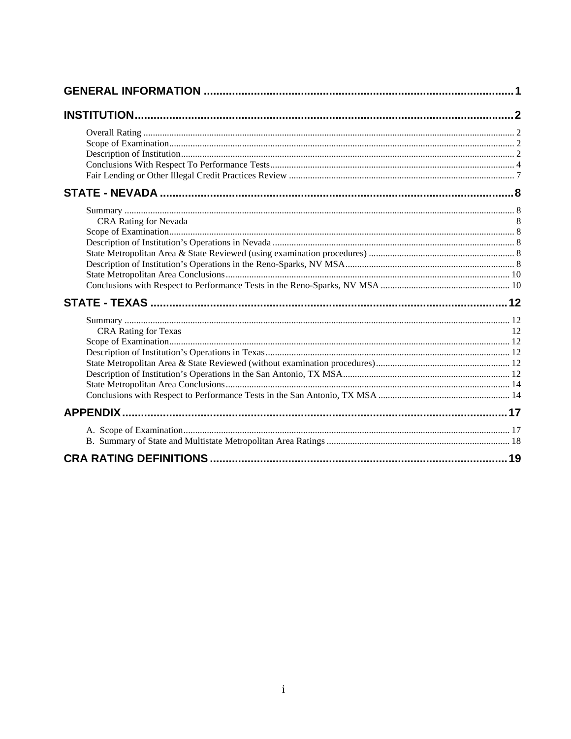**GENERAL INFORMATION** .......... 1

**INSTITUTION** .......... 2

- Overall Rating .......... 2
- Scope of Examination .......... 2
- Description of Institution .......... 2
- Conclusions With Respect To Performance Tests .......... 4
- Fair Lending or Other Illegal Credit Practices Review .......... 7

**STATE - NEVADA** .......... 8

- Summary .......... 8
  - CRA Rating for Nevada 8
- Scope of Examination .......... 8
- Description of Institution's Operations in Nevada .......... 8
- State Metropolitan Area & State Reviewed (using examination procedures) .......... 8
- Description of Institution's Operations in the Reno-Sparks, NV MSA .......... 8
- State Metropolitan Area Conclusions .......... 10
- Conclusions with Respect to Performance Tests in the Reno-Sparks, NV MSA .......... 10

**STATE - TEXAS** .......... 12

- Summary .......... 12
  - CRA Rating for Texas 12
- Scope of Examination .......... 12
- Description of Institution's Operations in Texas .......... 12
- State Metropolitan Area & State Reviewed (without examination procedures) .......... 12
- Description of Institution's Operations in the San Antonio, TX MSA .......... 12
- State Metropolitan Area Conclusions .......... 14
- Conclusions with Respect to Performance Tests in the San Antonio, TX MSA .......... 14

**APPENDIX** .......... 17

- A. Scope of Examination .......... 17
- B. Summary of State and Multistate Metropolitan Area Ratings .......... 18

**CRA RATING DEFINITIONS** .......... 19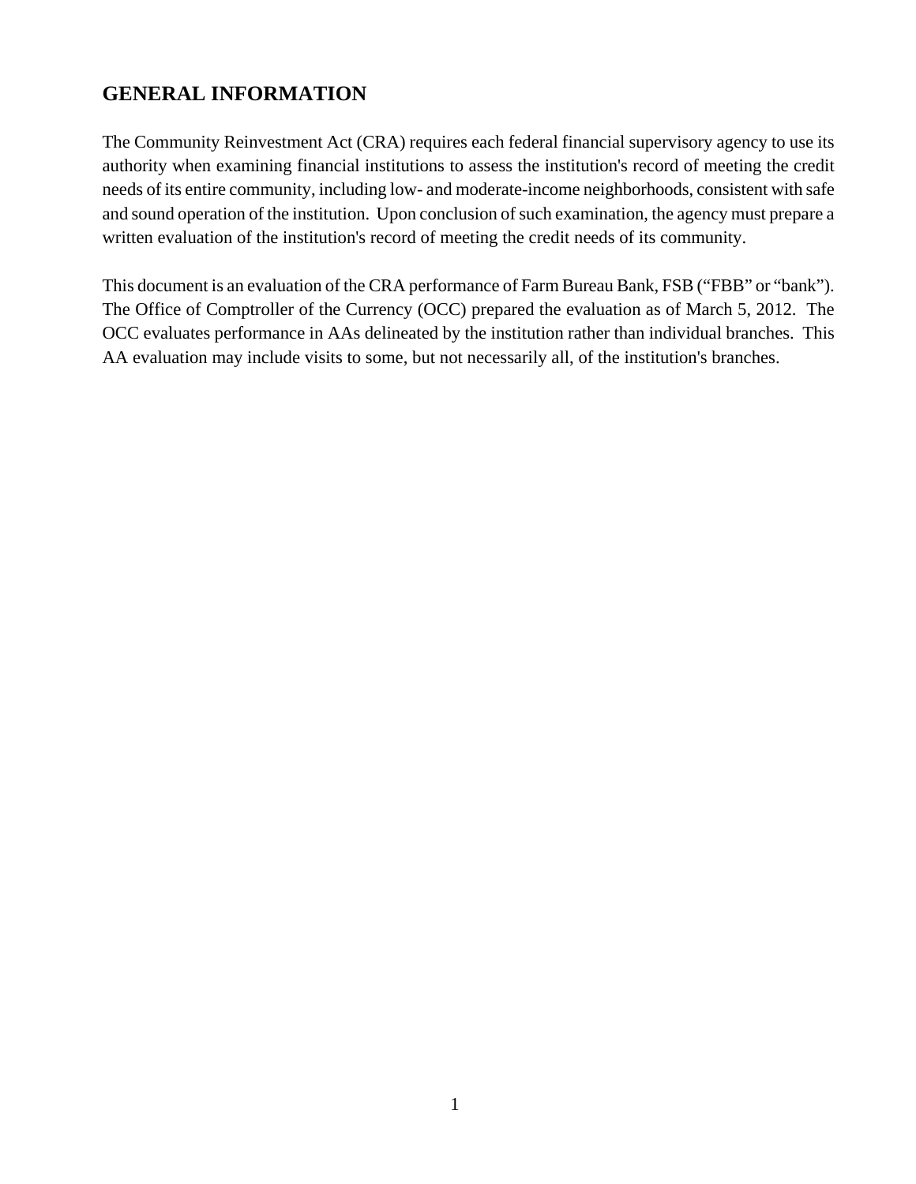## GENERAL INFORMATION

The Community Reinvestment Act (CRA) requires each federal financial supervisory agency to use its authority when examining financial institutions to assess the institution's record of meeting the credit needs of its entire community, including low- and moderate-income neighborhoods, consistent with safe and sound operation of the institution. Upon conclusion of such examination, the agency must prepare a written evaluation of the institution's record of meeting the credit needs of its community.

This document is an evaluation of the CRA performance of Farm Bureau Bank, FSB ("FBB" or "bank"). The Office of Comptroller of the Currency (OCC) prepared the evaluation as of March 5, 2012. The OCC evaluates performance in AAs delineated by the institution rather than individual branches. This AA evaluation may include visits to some, but not necessarily all, of the institution's branches.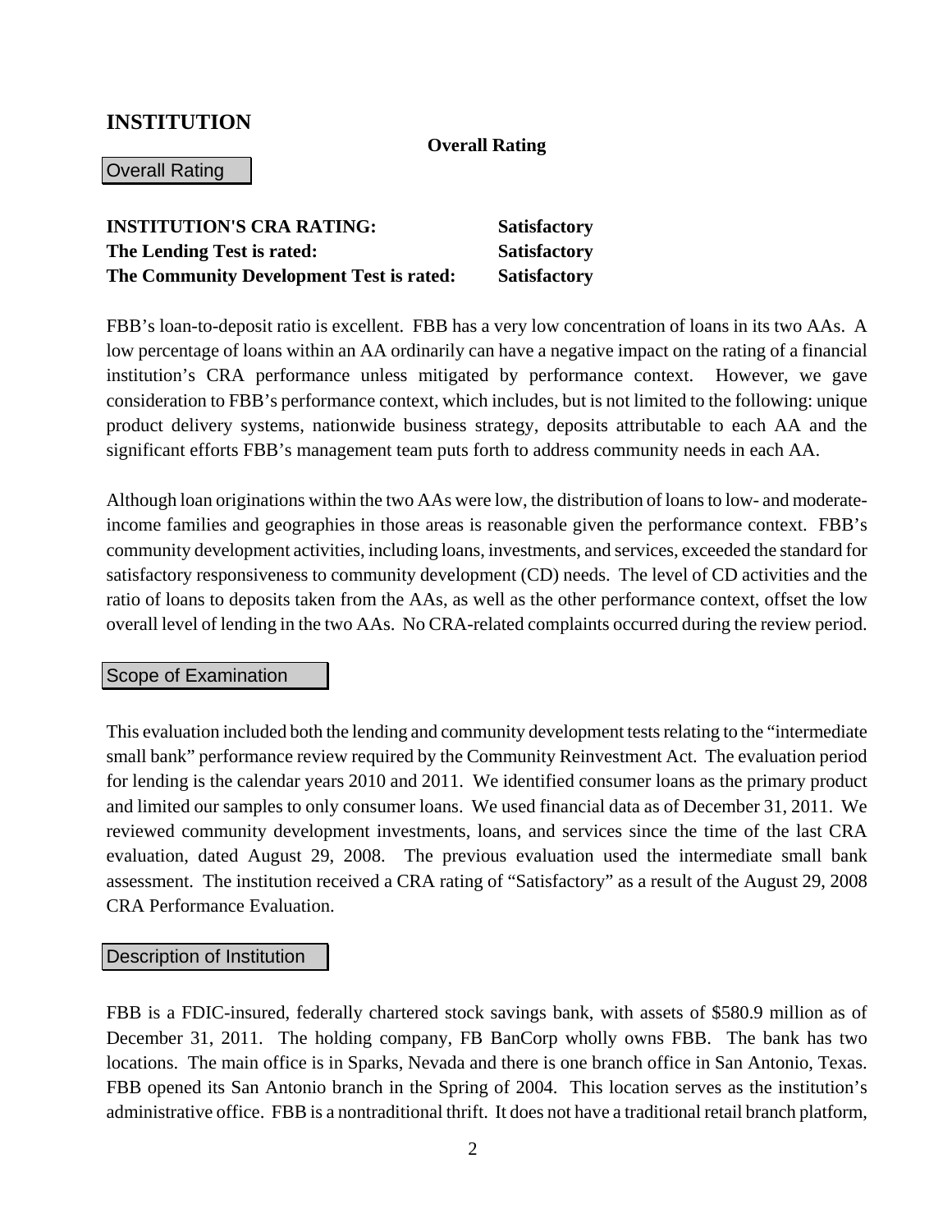# INSTITUTION

**Overall Rating**

## Overall Rating

**INSTITUTION'S CRA RATING:** **Satisfactory**
**The Lending Test is rated:** **Satisfactory**
**The Community Development Test is rated:** **Satisfactory**

FBB's loan-to-deposit ratio is excellent. FBB has a very low concentration of loans in its two AAs. A low percentage of loans within an AA ordinarily can have a negative impact on the rating of a financial institution's CRA performance unless mitigated by performance context. However, we gave consideration to FBB's performance context, which includes, but is not limited to the following: unique product delivery systems, nationwide business strategy, deposits attributable to each AA and the significant efforts FBB's management team puts forth to address community needs in each AA.

Although loan originations within the two AAs were low, the distribution of loans to low- and moderate-income families and geographies in those areas is reasonable given the performance context. FBB's community development activities, including loans, investments, and services, exceeded the standard for satisfactory responsiveness to community development (CD) needs. The level of CD activities and the ratio of loans to deposits taken from the AAs, as well as the other performance context, offset the low overall level of lending in the two AAs. No CRA-related complaints occurred during the review period.

## Scope of Examination

This evaluation included both the lending and community development tests relating to the "intermediate small bank" performance review required by the Community Reinvestment Act. The evaluation period for lending is the calendar years 2010 and 2011. We identified consumer loans as the primary product and limited our samples to only consumer loans. We used financial data as of December 31, 2011. We reviewed community development investments, loans, and services since the time of the last CRA evaluation, dated August 29, 2008. The previous evaluation used the intermediate small bank assessment. The institution received a CRA rating of "Satisfactory" as a result of the August 29, 2008 CRA Performance Evaluation.

## Description of Institution

FBB is a FDIC-insured, federally chartered stock savings bank, with assets of $580.9 million as of December 31, 2011. The holding company, FB BanCorp wholly owns FBB. The bank has two locations. The main office is in Sparks, Nevada and there is one branch office in San Antonio, Texas. FBB opened its San Antonio branch in the Spring of 2004. This location serves as the institution's administrative office. FBB is a nontraditional thrift. It does not have a traditional retail branch platform,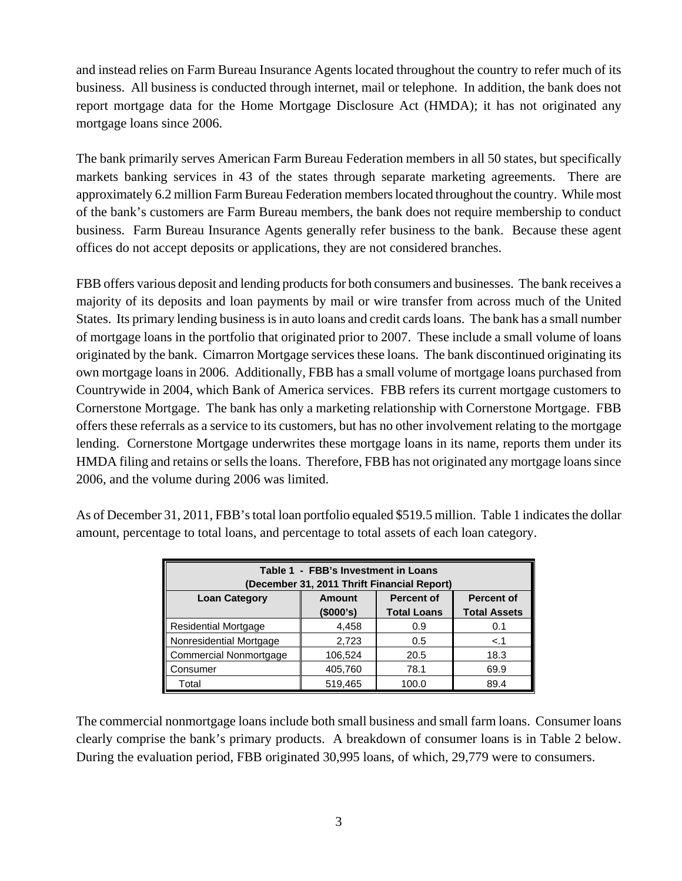and instead relies on Farm Bureau Insurance Agents located throughout the country to refer much of its business. All business is conducted through internet, mail or telephone. In addition, the bank does not report mortgage data for the Home Mortgage Disclosure Act (HMDA); it has not originated any mortgage loans since 2006.

The bank primarily serves American Farm Bureau Federation members in all 50 states, but specifically markets banking services in 43 of the states through separate marketing agreements. There are approximately 6.2 million Farm Bureau Federation members located throughout the country. While most of the bank's customers are Farm Bureau members, the bank does not require membership to conduct business. Farm Bureau Insurance Agents generally refer business to the bank. Because these agent offices do not accept deposits or applications, they are not considered branches.

FBB offers various deposit and lending products for both consumers and businesses. The bank receives a majority of its deposits and loan payments by mail or wire transfer from across much of the United States. Its primary lending business is in auto loans and credit cards loans. The bank has a small number of mortgage loans in the portfolio that originated prior to 2007. These include a small volume of loans originated by the bank. Cimarron Mortgage services these loans. The bank discontinued originating its own mortgage loans in 2006. Additionally, FBB has a small volume of mortgage loans purchased from Countrywide in 2004, which Bank of America services. FBB refers its current mortgage customers to Cornerstone Mortgage. The bank has only a marketing relationship with Cornerstone Mortgage. FBB offers these referrals as a service to its customers, but has no other involvement relating to the mortgage lending. Cornerstone Mortgage underwrites these mortgage loans in its name, reports them under its HMDA filing and retains or sells the loans. Therefore, FBB has not originated any mortgage loans since 2006, and the volume during 2006 was limited.

As of December 31, 2011, FBB's total loan portfolio equaled $519.5 million. Table 1 indicates the dollar amount, percentage to total loans, and percentage to total assets of each loan category.

**Table 1 - FBB's Investment in Loans (December 31, 2011 Thrift Financial Report)**

| Loan Category | Amount ($000's) | Percent of Total Loans | Percent of Total Assets |
|---|---|---|---|
| Residential Mortgage | 4,458 | 0.9 | 0.1 |
| Nonresidential Mortgage | 2,723 | 0.5 | <.1 |
| Commercial Nonmortgage | 106,524 | 20.5 | 18.3 |
| Consumer | 405,760 | 78.1 | 69.9 |
| Total | 519,465 | 100.0 | 89.4 |

The commercial nonmortgage loans include both small business and small farm loans. Consumer loans clearly comprise the bank's primary products. A breakdown of consumer loans is in Table 2 below. During the evaluation period, FBB originated 30,995 loans, of which, 29,779 were to consumers.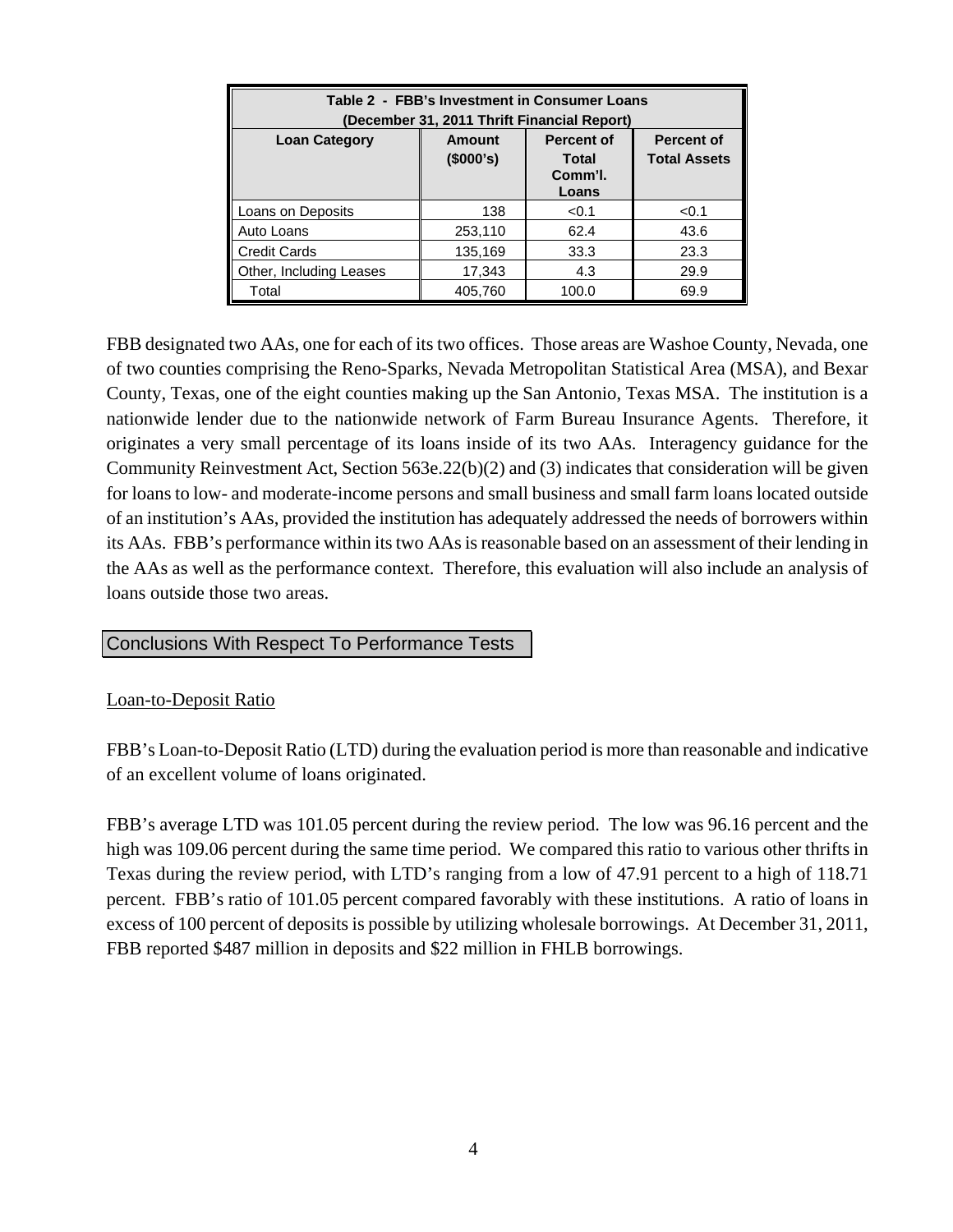| Table 2 - FBB's Investment in Consumer Loans (December 31, 2011 Thrift Financial Report) | | | |
|---|---|---|---|
| Loan Category | Amount ($000's) | Percent of Total Comm'l. Loans | Percent of Total Assets |
| Loans on Deposits | 138 | <0.1 | <0.1 |
| Auto Loans | 253,110 | 62.4 | 43.6 |
| Credit Cards | 135,169 | 33.3 | 23.3 |
| Other, Including Leases | 17,343 | 4.3 | 29.9 |
| Total | 405,760 | 100.0 | 69.9 |

FBB designated two AAs, one for each of its two offices. Those areas are Washoe County, Nevada, one of two counties comprising the Reno-Sparks, Nevada Metropolitan Statistical Area (MSA), and Bexar County, Texas, one of the eight counties making up the San Antonio, Texas MSA. The institution is a nationwide lender due to the nationwide network of Farm Bureau Insurance Agents. Therefore, it originates a very small percentage of its loans inside of its two AAs. Interagency guidance for the Community Reinvestment Act, Section 563e.22(b)(2) and (3) indicates that consideration will be given for loans to low- and moderate-income persons and small business and small farm loans located outside of an institution's AAs, provided the institution has adequately addressed the needs of borrowers within its AAs. FBB's performance within its two AAs is reasonable based on an assessment of their lending in the AAs as well as the performance context. Therefore, this evaluation will also include an analysis of loans outside those two areas.

## Conclusions With Respect To Performance Tests

### Loan-to-Deposit Ratio

FBB's Loan-to-Deposit Ratio (LTD) during the evaluation period is more than reasonable and indicative of an excellent volume of loans originated.

FBB's average LTD was 101.05 percent during the review period. The low was 96.16 percent and the high was 109.06 percent during the same time period. We compared this ratio to various other thrifts in Texas during the review period, with LTD's ranging from a low of 47.91 percent to a high of 118.71 percent. FBB's ratio of 101.05 percent compared favorably with these institutions. A ratio of loans in excess of 100 percent of deposits is possible by utilizing wholesale borrowings. At December 31, 2011, FBB reported $487 million in deposits and $22 million in FHLB borrowings.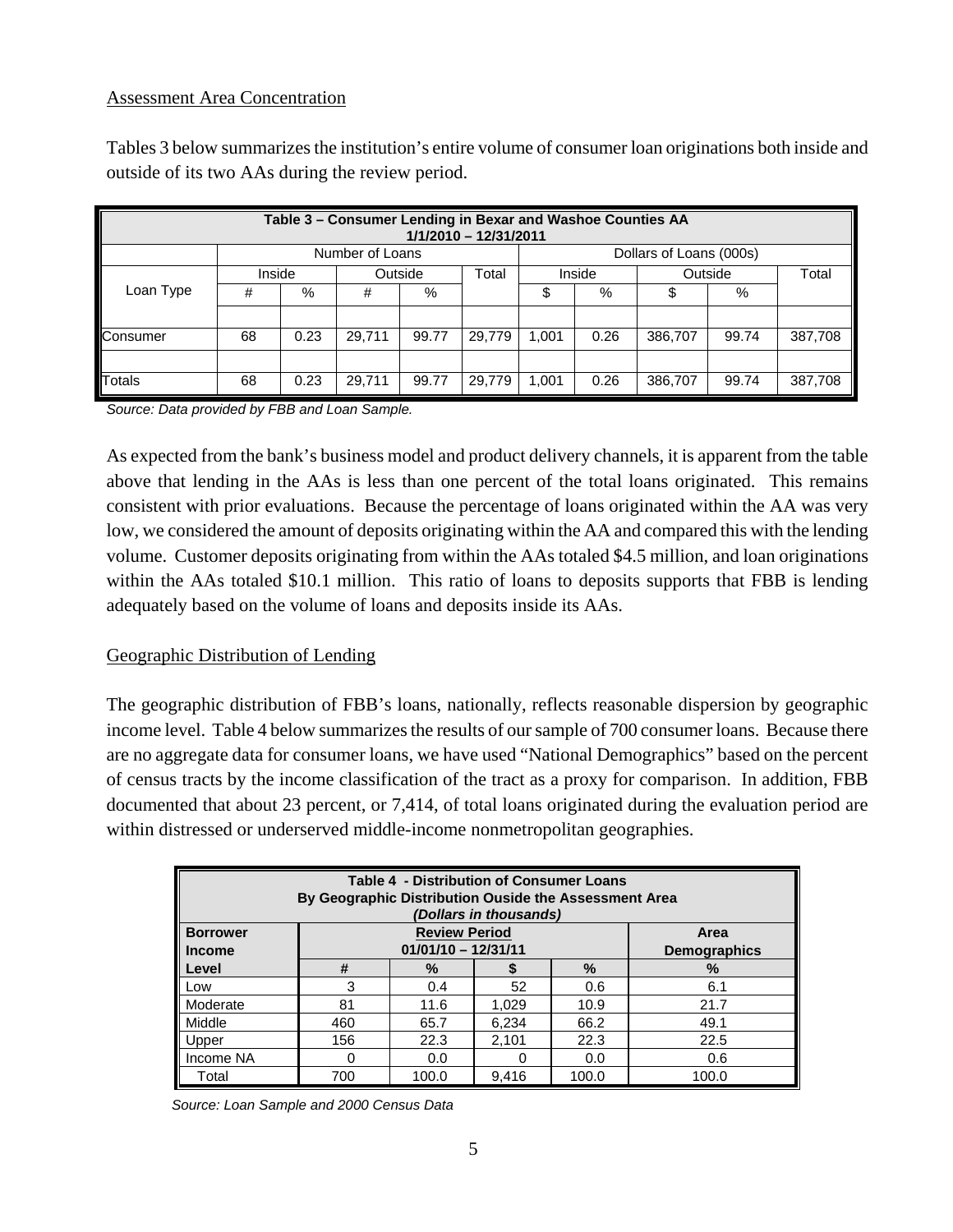Assessment Area Concentration

Tables 3 below summarizes the institution's entire volume of consumer loan originations both inside and outside of its two AAs during the review period.

| Table 3 – Consumer Lending in Bexar and Washoe Counties AA 1/1/2010 – 12/31/2011 | | | | | | | | | | |
|---|---|---|---|---|---|---|---|---|---|---|
| | Number of Loans | | | | | Dollars of Loans (000s) | | | | |
| Loan Type | Inside | | Outside | | Total | Inside | | Outside | | Total |
| | # | % | # | % | | $ | % | $ | % | |
| | | | | | | | | | | |
| Consumer | 68 | 0.23 | 29,711 | 99.77 | 29,779 | 1,001 | 0.26 | 386,707 | 99.74 | 387,708 |
| | | | | | | | | | | |
| Totals | 68 | 0.23 | 29,711 | 99.77 | 29,779 | 1,001 | 0.26 | 386,707 | 99.74 | 387,708 |

*Source: Data provided by FBB and Loan Sample.*

As expected from the bank's business model and product delivery channels, it is apparent from the table above that lending in the AAs is less than one percent of the total loans originated. This remains consistent with prior evaluations. Because the percentage of loans originated within the AA was very low, we considered the amount of deposits originating within the AA and compared this with the lending volume. Customer deposits originating from within the AAs totaled $4.5 million, and loan originations within the AAs totaled $10.1 million. This ratio of loans to deposits supports that FBB is lending adequately based on the volume of loans and deposits inside its AAs.

Geographic Distribution of Lending

The geographic distribution of FBB's loans, nationally, reflects reasonable dispersion by geographic income level. Table 4 below summarizes the results of our sample of 700 consumer loans. Because there are no aggregate data for consumer loans, we have used "National Demographics" based on the percent of census tracts by the income classification of the tract as a proxy for comparison. In addition, FBB documented that about 23 percent, or 7,414, of total loans originated during the evaluation period are within distressed or underserved middle-income nonmetropolitan geographies.

| Table 4 - Distribution of Consumer Loans By Geographic Distribution Ouside the Assessment Area *(Dollars in thousands)* | | | | | |
|---|---|---|---|---|---|
| **Borrower Income Level** | **Review Period 01/01/10 – 12/31/11** | | | | **Area Demographics** |
| | **#** | **%** | **$** | **%** | **%** |
| Low | 3 | 0.4 | 52 | 0.6 | 6.1 |
| Moderate | 81 | 11.6 | 1,029 | 10.9 | 21.7 |
| Middle | 460 | 65.7 | 6,234 | 66.2 | 49.1 |
| Upper | 156 | 22.3 | 2,101 | 22.3 | 22.5 |
| Income NA | 0 | 0.0 | 0 | 0.0 | 0.6 |
| Total | 700 | 100.0 | 9,416 | 100.0 | 100.0 |

*Source: Loan Sample and 2000 Census Data*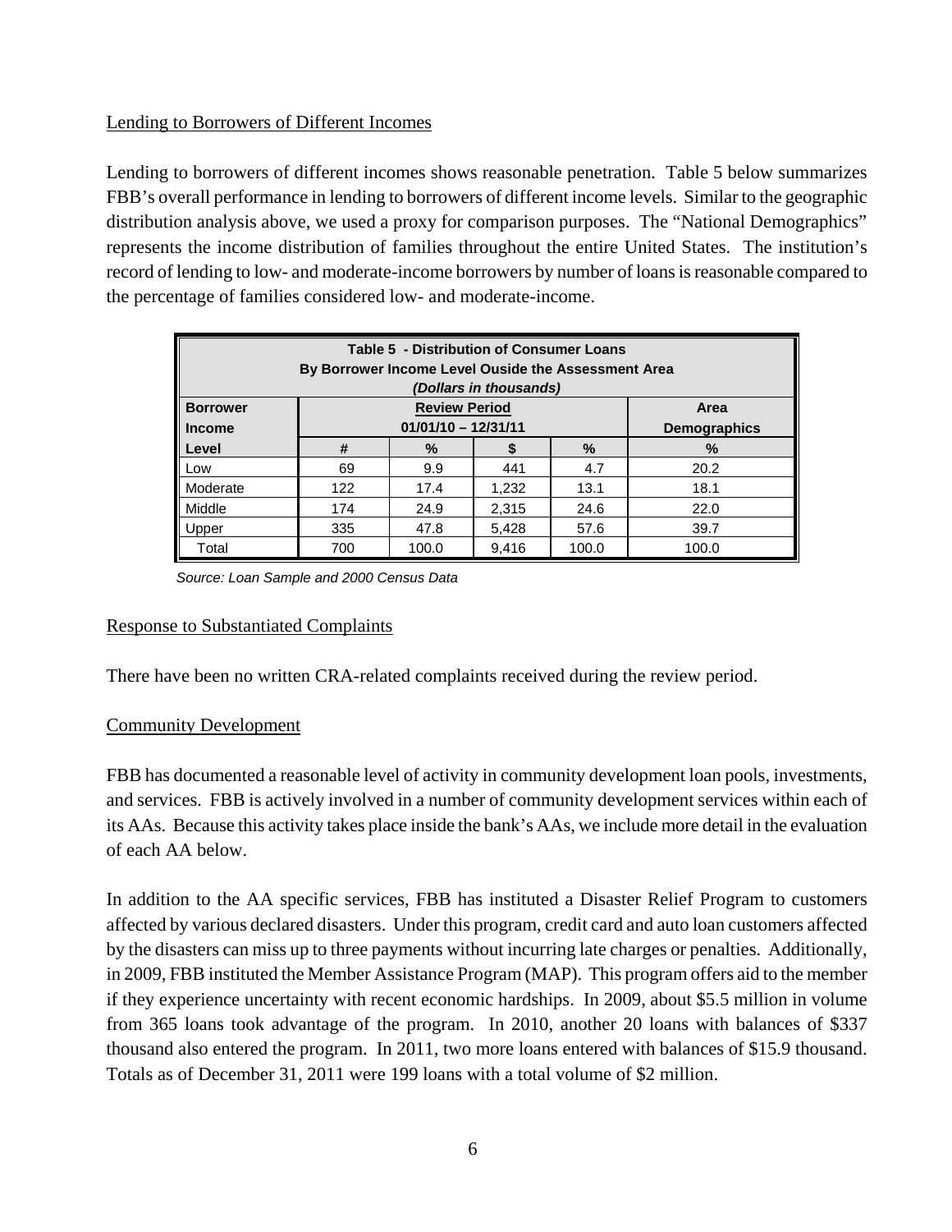Lending to Borrowers of Different Incomes

Lending to borrowers of different incomes shows reasonable penetration. Table 5 below summarizes FBB's overall performance in lending to borrowers of different income levels. Similar to the geographic distribution analysis above, we used a proxy for comparison purposes. The "National Demographics" represents the income distribution of families throughout the entire United States. The institution's record of lending to low- and moderate-income borrowers by number of loans is reasonable compared to the percentage of families considered low- and moderate-income.

| **Table 5 - Distribution of Consumer Loans By Borrower Income Level Ouside the Assessment Area *(Dollars in thousands)*** | | | | | |
|---|---|---|---|---|---|
| **Borrower Income** | **Review Period 01/01/10 – 12/31/11** | | | | **Area Demographics** |
| **Level** | **#** | **%** | **$** | **%** | **%** |
| Low | 69 | 9.9 | 441 | 4.7 | 20.2 |
| Moderate | 122 | 17.4 | 1,232 | 13.1 | 18.1 |
| Middle | 174 | 24.9 | 2,315 | 24.6 | 22.0 |
| Upper | 335 | 47.8 | 5,428 | 57.6 | 39.7 |
| Total | 700 | 100.0 | 9,416 | 100.0 | 100.0 |

*Source: Loan Sample and 2000 Census Data*

Response to Substantiated Complaints

There have been no written CRA-related complaints received during the review period.

Community Development

FBB has documented a reasonable level of activity in community development loan pools, investments, and services. FBB is actively involved in a number of community development services within each of its AAs. Because this activity takes place inside the bank's AAs, we include more detail in the evaluation of each AA below.

In addition to the AA specific services, FBB has instituted a Disaster Relief Program to customers affected by various declared disasters. Under this program, credit card and auto loan customers affected by the disasters can miss up to three payments without incurring late charges or penalties. Additionally, in 2009, FBB instituted the Member Assistance Program (MAP). This program offers aid to the member if they experience uncertainty with recent economic hardships. In 2009, about $5.5 million in volume from 365 loans took advantage of the program. In 2010, another 20 loans with balances of $337 thousand also entered the program. In 2011, two more loans entered with balances of $15.9 thousand. Totals as of December 31, 2011 were 199 loans with a total volume of $2 million.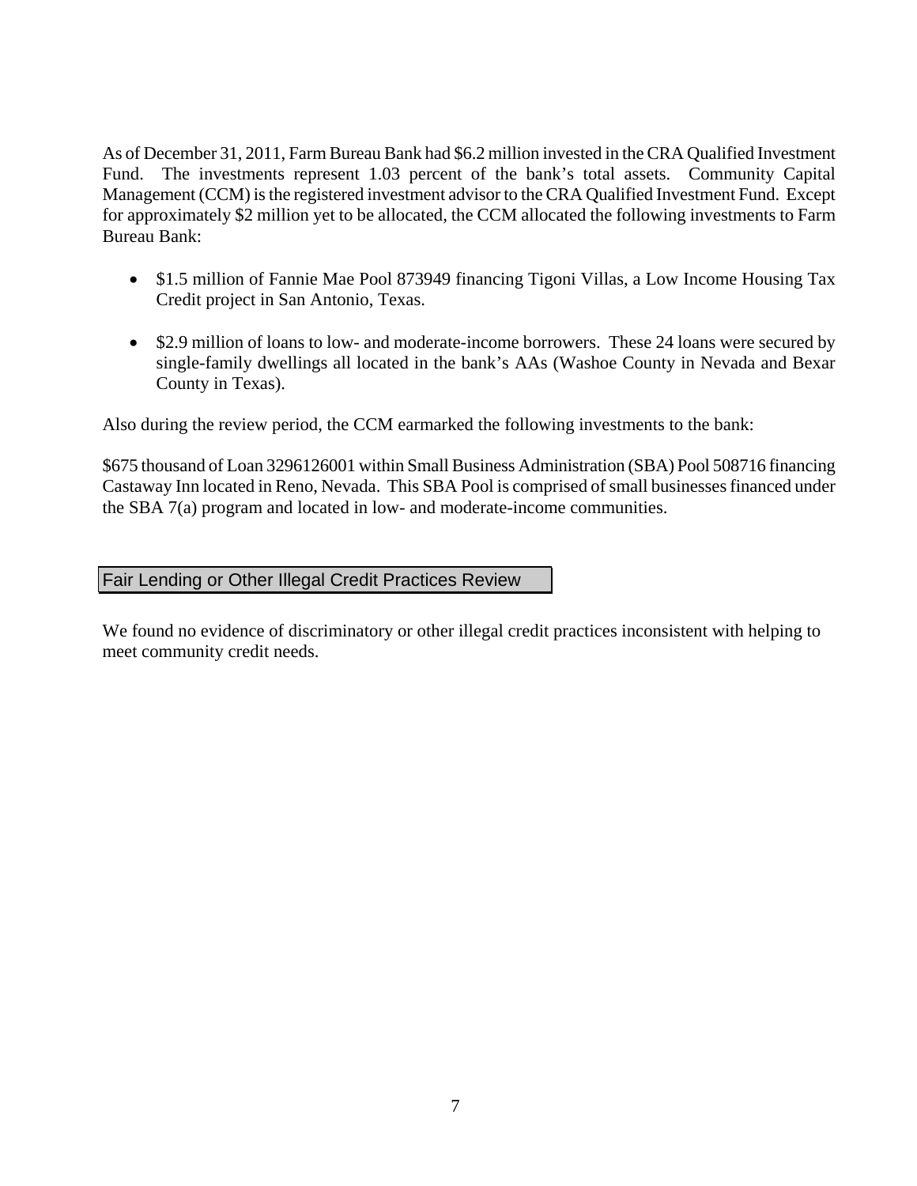As of December 31, 2011, Farm Bureau Bank had $6.2 million invested in the CRA Qualified Investment Fund. The investments represent 1.03 percent of the bank's total assets. Community Capital Management (CCM) is the registered investment advisor to the CRA Qualified Investment Fund. Except for approximately $2 million yet to be allocated, the CCM allocated the following investments to Farm Bureau Bank:

- $1.5 million of Fannie Mae Pool 873949 financing Tigoni Villas, a Low Income Housing Tax Credit project in San Antonio, Texas.

- $2.9 million of loans to low- and moderate-income borrowers. These 24 loans were secured by single-family dwellings all located in the bank's AAs (Washoe County in Nevada and Bexar County in Texas).

Also during the review period, the CCM earmarked the following investments to the bank:

$675 thousand of Loan 3296126001 within Small Business Administration (SBA) Pool 508716 financing Castaway Inn located in Reno, Nevada. This SBA Pool is comprised of small businesses financed under the SBA 7(a) program and located in low- and moderate-income communities.

## Fair Lending or Other Illegal Credit Practices Review

We found no evidence of discriminatory or other illegal credit practices inconsistent with helping to meet community credit needs.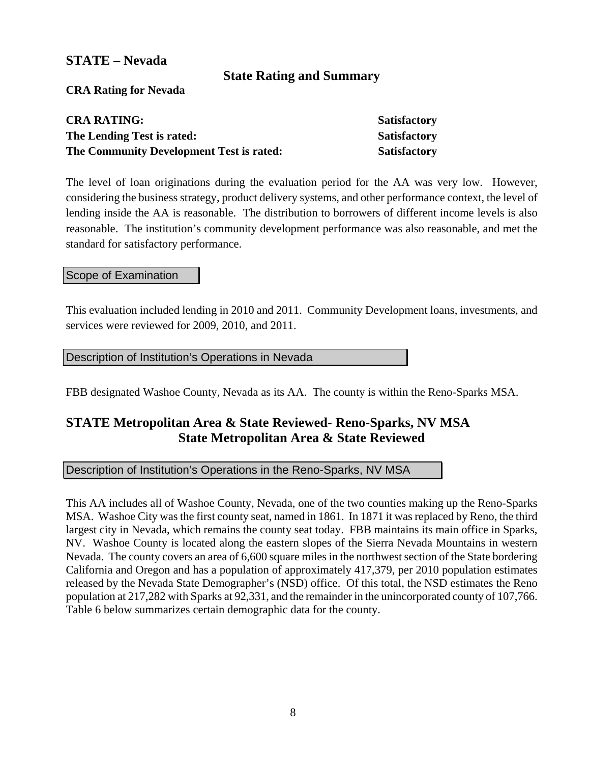## STATE – Nevada

### State Rating and Summary

**CRA Rating for Nevada**

| | |
|---|---|
| **CRA RATING:** | **Satisfactory** |
| **The Lending Test is rated:** | **Satisfactory** |
| **The Community Development Test is rated:** | **Satisfactory** |

The level of loan originations during the evaluation period for the AA was very low. However, considering the business strategy, product delivery systems, and other performance context, the level of lending inside the AA is reasonable. The distribution to borrowers of different income levels is also reasonable. The institution's community development performance was also reasonable, and met the standard for satisfactory performance.

### Scope of Examination

This evaluation included lending in 2010 and 2011. Community Development loans, investments, and services were reviewed for 2009, 2010, and 2011.

### Description of Institution's Operations in Nevada

FBB designated Washoe County, Nevada as its AA. The county is within the Reno-Sparks MSA.

## STATE Metropolitan Area & State Reviewed- Reno-Sparks, NV MSA

## State Metropolitan Area & State Reviewed

### Description of Institution's Operations in the Reno-Sparks, NV MSA

This AA includes all of Washoe County, Nevada, one of the two counties making up the Reno-Sparks MSA. Washoe City was the first county seat, named in 1861. In 1871 it was replaced by Reno, the third largest city in Nevada, which remains the county seat today. FBB maintains its main office in Sparks, NV. Washoe County is located along the eastern slopes of the Sierra Nevada Mountains in western Nevada. The county covers an area of 6,600 square miles in the northwest section of the State bordering California and Oregon and has a population of approximately 417,379, per 2010 population estimates released by the Nevada State Demographer's (NSD) office. Of this total, the NSD estimates the Reno population at 217,282 with Sparks at 92,331, and the remainder in the unincorporated county of 107,766. Table 6 below summarizes certain demographic data for the county.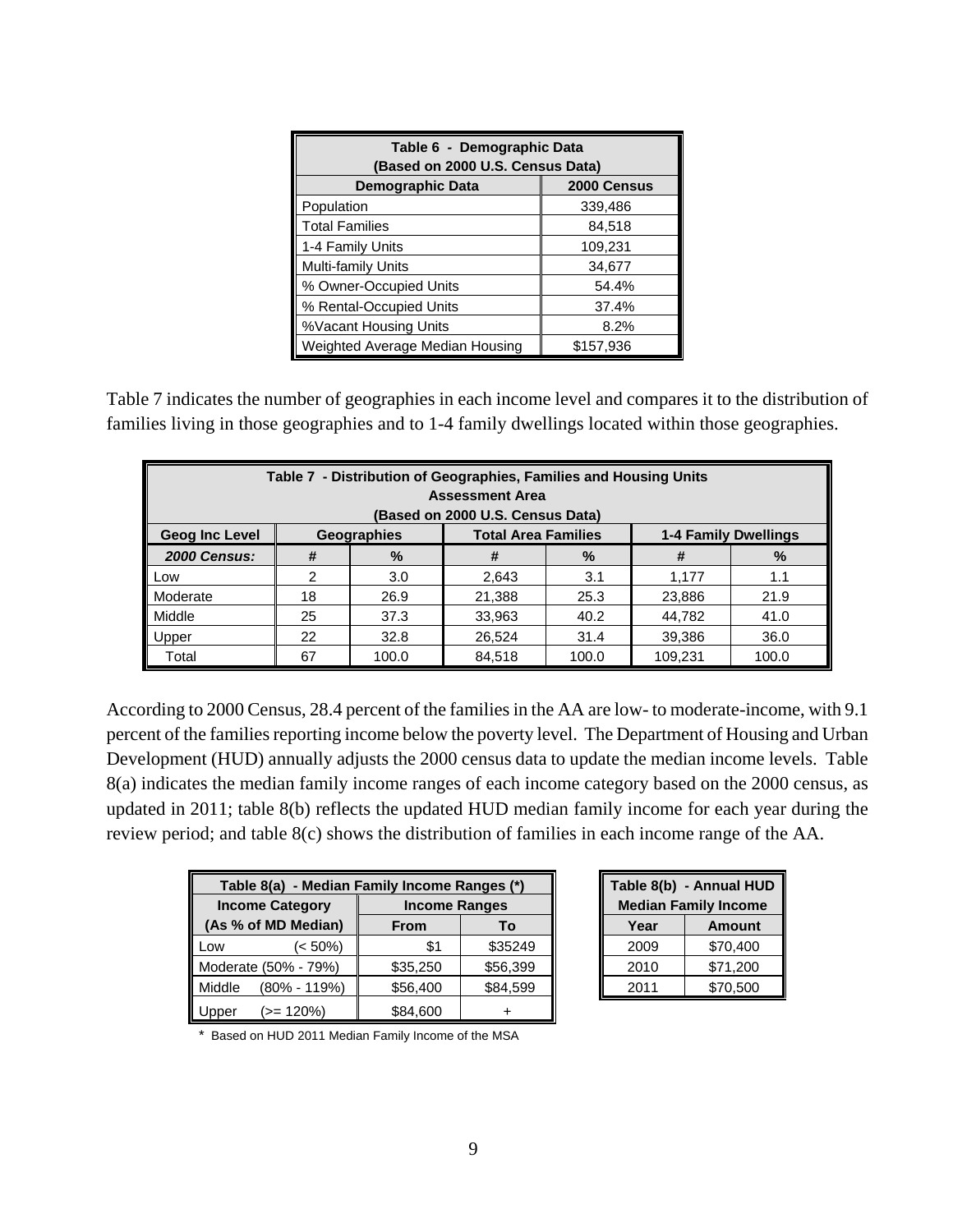| Table 6 - Demographic Data (Based on 2000 U.S. Census Data) | |
|---|---|
| **Demographic Data** | **2000 Census** |
| Population | 339,486 |
| Total Families | 84,518 |
| 1-4 Family Units | 109,231 |
| Multi-family Units | 34,677 |
| % Owner-Occupied Units | 54.4% |
| % Rental-Occupied Units | 37.4% |
| %Vacant Housing Units | 8.2% |
| Weighted Average Median Housing | $157,936 |

Table 7 indicates the number of geographies in each income level and compares it to the distribution of families living in those geographies and to 1-4 family dwellings located within those geographies.

| Table 7 - Distribution of Geographies, Families and Housing Units Assessment Area (Based on 2000 U.S. Census Data) | | | | | | |
|---|---|---|---|---|---|---|
| **Geog Inc Level** | **Geographies** | | **Total Area Families** | | **1-4 Family Dwellings** | |
| ***2000 Census:*** | **#** | **%** | **#** | **%** | **#** | **%** |
| Low | 2 | 3.0 | 2,643 | 3.1 | 1,177 | 1.1 |
| Moderate | 18 | 26.9 | 21,388 | 25.3 | 23,886 | 21.9 |
| Middle | 25 | 37.3 | 33,963 | 40.2 | 44,782 | 41.0 |
| Upper | 22 | 32.8 | 26,524 | 31.4 | 39,386 | 36.0 |
| Total | 67 | 100.0 | 84,518 | 100.0 | 109,231 | 100.0 |

According to 2000 Census, 28.4 percent of the families in the AA are low- to moderate-income, with 9.1 percent of the families reporting income below the poverty level. The Department of Housing and Urban Development (HUD) annually adjusts the 2000 census data to update the median income levels. Table 8(a) indicates the median family income ranges of each income category based on the 2000 census, as updated in 2011; table 8(b) reflects the updated HUD median family income for each year during the review period; and table 8(c) shows the distribution of families in each income range of the AA.

| Table 8(a) - Median Family Income Ranges (*) | | |
|---|---|---|
| **Income Category** | **Income Ranges** | |
| **(As % of MD Median)** | **From** | **To** |
| Low (< 50%) | $1 | $35249 |
| Moderate (50% - 79%) | $35,250 | $56,399 |
| Middle (80% - 119%) | $56,400 | $84,599 |
| Upper (>= 120%) | $84,600 | + |

\* Based on HUD 2011 Median Family Income of the MSA

| Table 8(b) - Annual HUD Median Family Income | |
|---|---|
| **Year** | **Amount** |
| 2009 | $70,400 |
| 2010 | $71,200 |
| 2011 | $70,500 |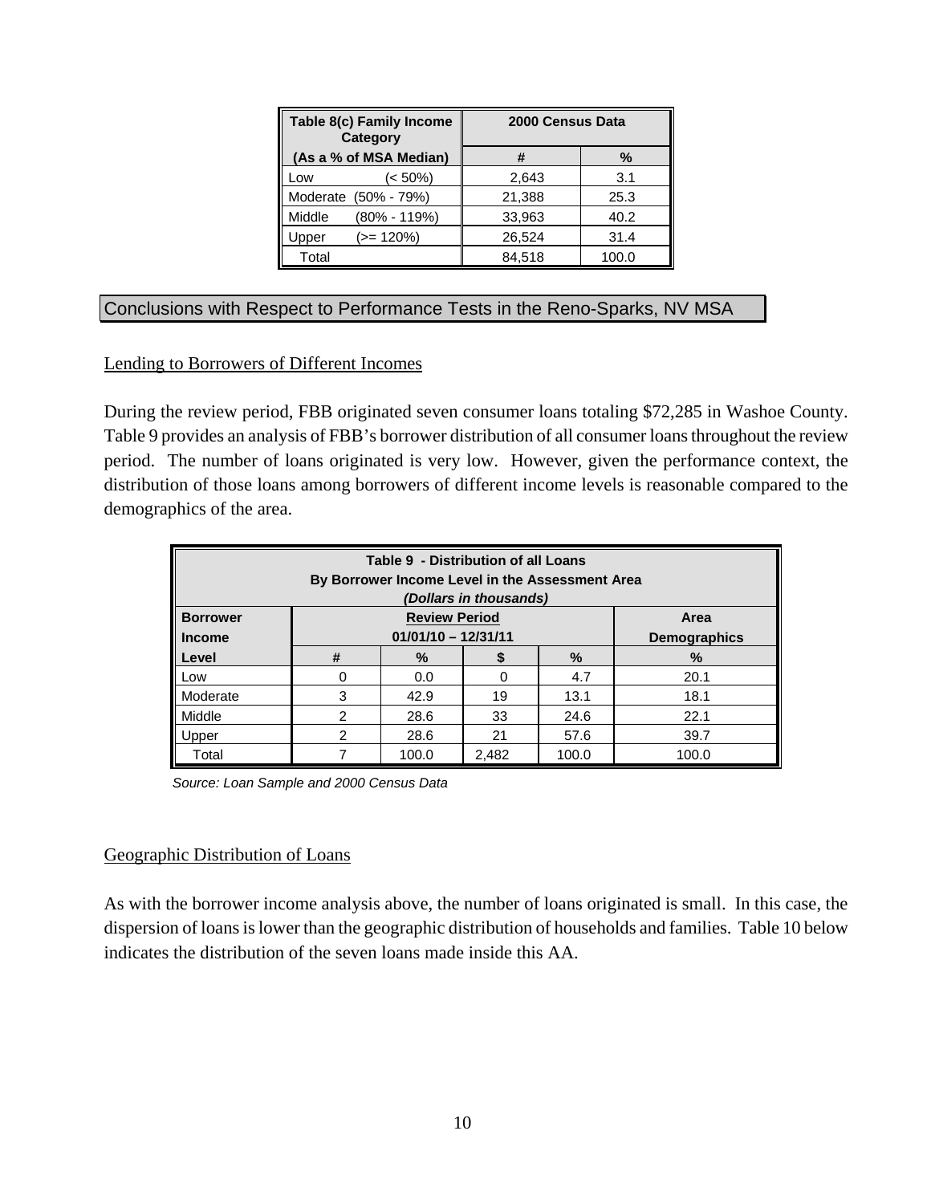| Table 8(c) Family Income Category (As a % of MSA Median) | 2000 Census Data | |
|---|---|---|
| | # | % |
| Low (< 50%) | 2,643 | 3.1 |
| Moderate (50% - 79%) | 21,388 | 25.3 |
| Middle (80% - 119%) | 33,963 | 40.2 |
| Upper (>= 120%) | 26,524 | 31.4 |
| Total | 84,518 | 100.0 |

## Conclusions with Respect to Performance Tests in the Reno-Sparks, NV MSA

Lending to Borrowers of Different Incomes

During the review period, FBB originated seven consumer loans totaling $72,285 in Washoe County. Table 9 provides an analysis of FBB's borrower distribution of all consumer loans throughout the review period. The number of loans originated is very low. However, given the performance context, the distribution of those loans among borrowers of different income levels is reasonable compared to the demographics of the area.

**Table 9 - Distribution of all Loans By Borrower Income Level in the Assessment Area** *(Dollars in thousands)*

| Borrower Income Level | Review Period 01/01/10 – 12/31/11 | | | | Area Demographics |
|---|---|---|---|---|---|
| | # | % | $ | % | % |
| Low | 0 | 0.0 | 0 | 4.7 | 20.1 |
| Moderate | 3 | 42.9 | 19 | 13.1 | 18.1 |
| Middle | 2 | 28.6 | 33 | 24.6 | 22.1 |
| Upper | 2 | 28.6 | 21 | 57.6 | 39.7 |
| Total | 7 | 100.0 | 2,482 | 100.0 | 100.0 |

*Source: Loan Sample and 2000 Census Data*

Geographic Distribution of Loans

As with the borrower income analysis above, the number of loans originated is small. In this case, the dispersion of loans is lower than the geographic distribution of households and families. Table 10 below indicates the distribution of the seven loans made inside this AA.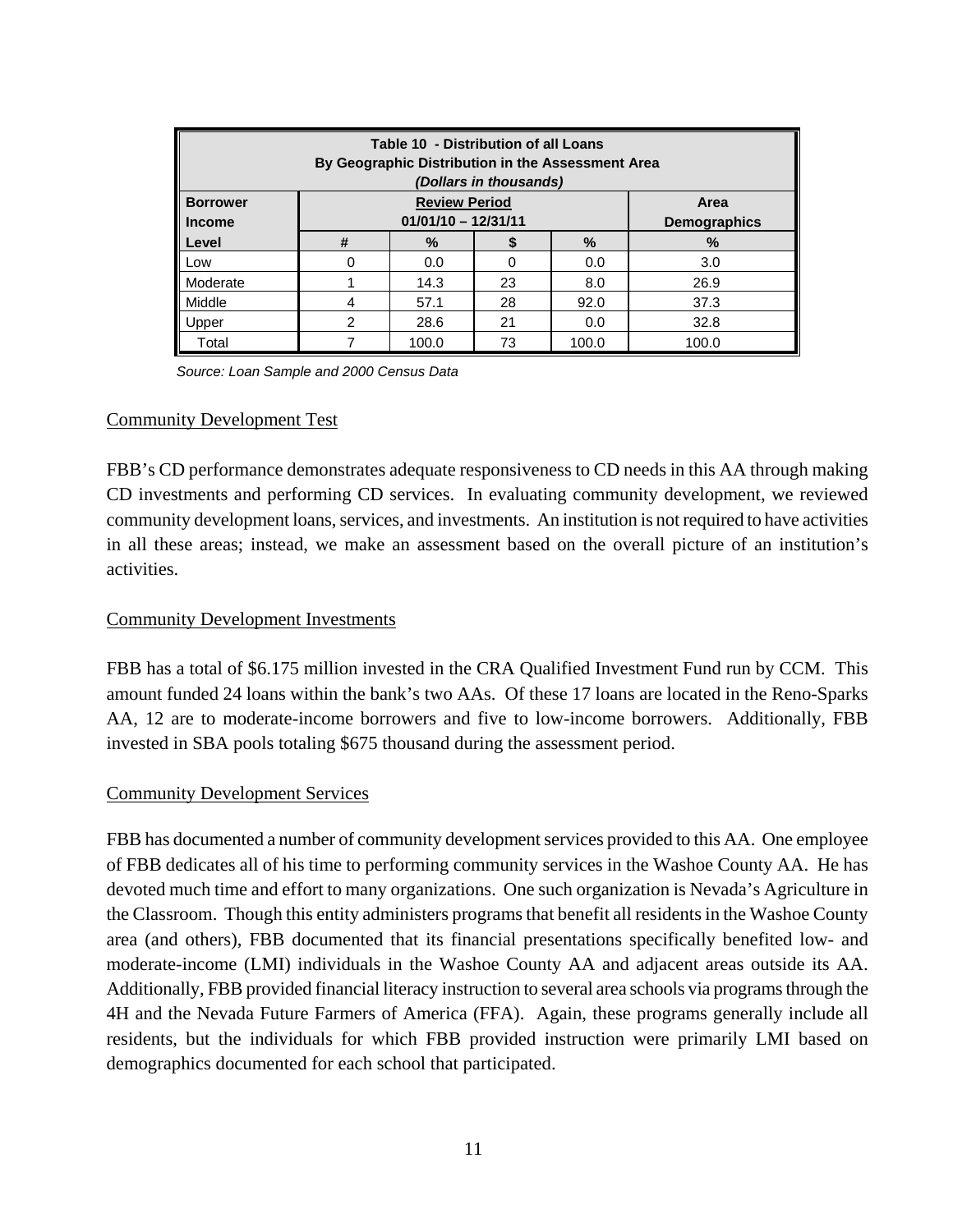| Table 10 - Distribution of all Loans<br>By Geographic Distribution in the Assessment Area<br>*(Dollars in thousands)* | | | | | |
|---|---|---|---|---|---|
| **Borrower Income** | **Review Period 01/01/10 – 12/31/11** | | | | **Area Demographics** |
| **Level** | **#** | **%** | **$** | **%** | **%** |
| Low | 0 | 0.0 | 0 | 0.0 | 3.0 |
| Moderate | 1 | 14.3 | 23 | 8.0 | 26.9 |
| Middle | 4 | 57.1 | 28 | 92.0 | 37.3 |
| Upper | 2 | 28.6 | 21 | 0.0 | 32.8 |
| Total | 7 | 100.0 | 73 | 100.0 | 100.0 |

*Source: Loan Sample and 2000 Census Data*

## Community Development Test

FBB's CD performance demonstrates adequate responsiveness to CD needs in this AA through making CD investments and performing CD services. In evaluating community development, we reviewed community development loans, services, and investments. An institution is not required to have activities in all these areas; instead, we make an assessment based on the overall picture of an institution's activities.

## Community Development Investments

FBB has a total of $6.175 million invested in the CRA Qualified Investment Fund run by CCM. This amount funded 24 loans within the bank's two AAs. Of these 17 loans are located in the Reno-Sparks AA, 12 are to moderate-income borrowers and five to low-income borrowers. Additionally, FBB invested in SBA pools totaling $675 thousand during the assessment period.

## Community Development Services

FBB has documented a number of community development services provided to this AA. One employee of FBB dedicates all of his time to performing community services in the Washoe County AA. He has devoted much time and effort to many organizations. One such organization is Nevada's Agriculture in the Classroom. Though this entity administers programs that benefit all residents in the Washoe County area (and others), FBB documented that its financial presentations specifically benefited low- and moderate-income (LMI) individuals in the Washoe County AA and adjacent areas outside its AA. Additionally, FBB provided financial literacy instruction to several area schools via programs through the 4H and the Nevada Future Farmers of America (FFA). Again, these programs generally include all residents, but the individuals for which FBB provided instruction were primarily LMI based on demographics documented for each school that participated.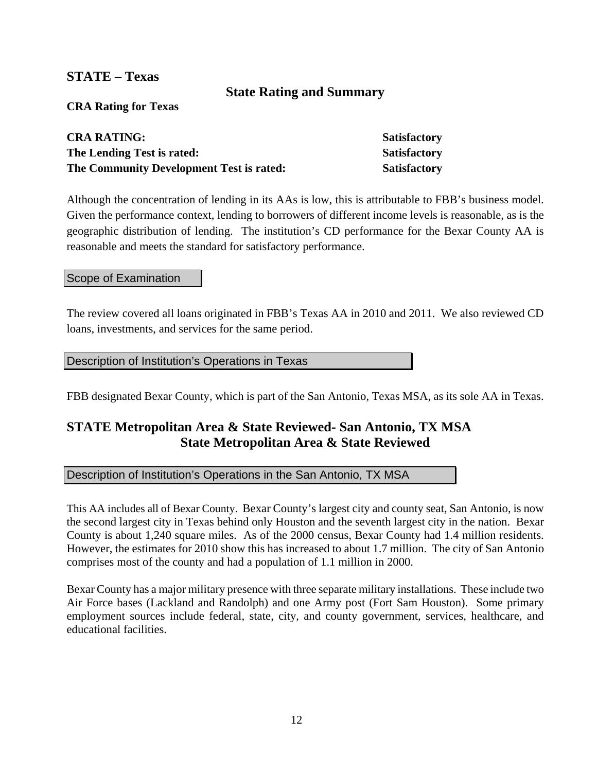## STATE – Texas

### State Rating and Summary

**CRA Rating for Texas**

| | |
|---|---|
| **CRA RATING:** | **Satisfactory** |
| **The Lending Test is rated:** | **Satisfactory** |
| **The Community Development Test is rated:** | **Satisfactory** |

Although the concentration of lending in its AAs is low, this is attributable to FBB's business model. Given the performance context, lending to borrowers of different income levels is reasonable, as is the geographic distribution of lending. The institution's CD performance for the Bexar County AA is reasonable and meets the standard for satisfactory performance.

### Scope of Examination

The review covered all loans originated in FBB's Texas AA in 2010 and 2011. We also reviewed CD loans, investments, and services for the same period.

### Description of Institution's Operations in Texas

FBB designated Bexar County, which is part of the San Antonio, Texas MSA, as its sole AA in Texas.

## STATE Metropolitan Area & State Reviewed- San Antonio, TX MSA

### State Metropolitan Area & State Reviewed

### Description of Institution's Operations in the San Antonio, TX MSA

This AA includes all of Bexar County. Bexar County's largest city and county seat, San Antonio, is now the second largest city in Texas behind only Houston and the seventh largest city in the nation. Bexar County is about 1,240 square miles. As of the 2000 census, Bexar County had 1.4 million residents. However, the estimates for 2010 show this has increased to about 1.7 million. The city of San Antonio comprises most of the county and had a population of 1.1 million in 2000.

Bexar County has a major military presence with three separate military installations. These include two Air Force bases (Lackland and Randolph) and one Army post (Fort Sam Houston). Some primary employment sources include federal, state, city, and county government, services, healthcare, and educational facilities.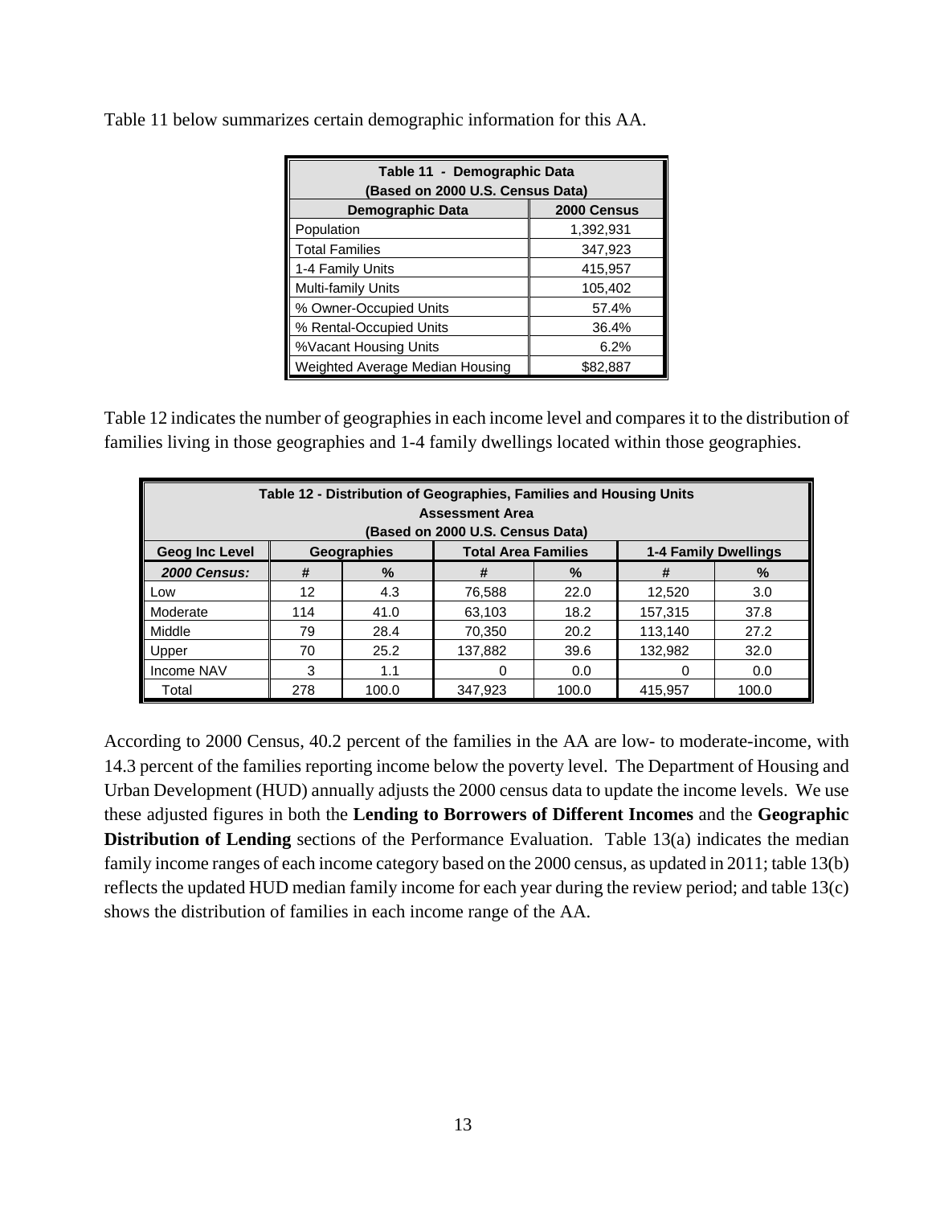Table 11 below summarizes certain demographic information for this AA.

| Table 11 - Demographic Data (Based on 2000 U.S. Census Data) | |
|---|---|
| **Demographic Data** | **2000 Census** |
| Population | 1,392,931 |
| Total Families | 347,923 |
| 1-4 Family Units | 415,957 |
| Multi-family Units | 105,402 |
| % Owner-Occupied Units | 57.4% |
| % Rental-Occupied Units | 36.4% |
| %Vacant Housing Units | 6.2% |
| Weighted Average Median Housing | $82,887 |

Table 12 indicates the number of geographies in each income level and compares it to the distribution of families living in those geographies and 1-4 family dwellings located within those geographies.

| Table 12 - Distribution of Geographies, Families and Housing Units Assessment Area (Based on 2000 U.S. Census Data) | | | | | | |
|---|---|---|---|---|---|---|
| **Geog Inc Level** | **Geographies** | | **Total Area Families** | | **1-4 Family Dwellings** | |
| ***2000 Census:*** | **#** | **%** | **#** | **%** | **#** | **%** |
| Low | 12 | 4.3 | 76,588 | 22.0 | 12,520 | 3.0 |
| Moderate | 114 | 41.0 | 63,103 | 18.2 | 157,315 | 37.8 |
| Middle | 79 | 28.4 | 70,350 | 20.2 | 113,140 | 27.2 |
| Upper | 70 | 25.2 | 137,882 | 39.6 | 132,982 | 32.0 |
| Income NAV | 3 | 1.1 | 0 | 0.0 | 0 | 0.0 |
| Total | 278 | 100.0 | 347,923 | 100.0 | 415,957 | 100.0 |

According to 2000 Census, 40.2 percent of the families in the AA are low- to moderate-income, with 14.3 percent of the families reporting income below the poverty level. The Department of Housing and Urban Development (HUD) annually adjusts the 2000 census data to update the income levels. We use these adjusted figures in both the **Lending to Borrowers of Different Incomes** and the **Geographic Distribution of Lending** sections of the Performance Evaluation. Table 13(a) indicates the median family income ranges of each income category based on the 2000 census, as updated in 2011; table 13(b) reflects the updated HUD median family income for each year during the review period; and table 13(c) shows the distribution of families in each income range of the AA.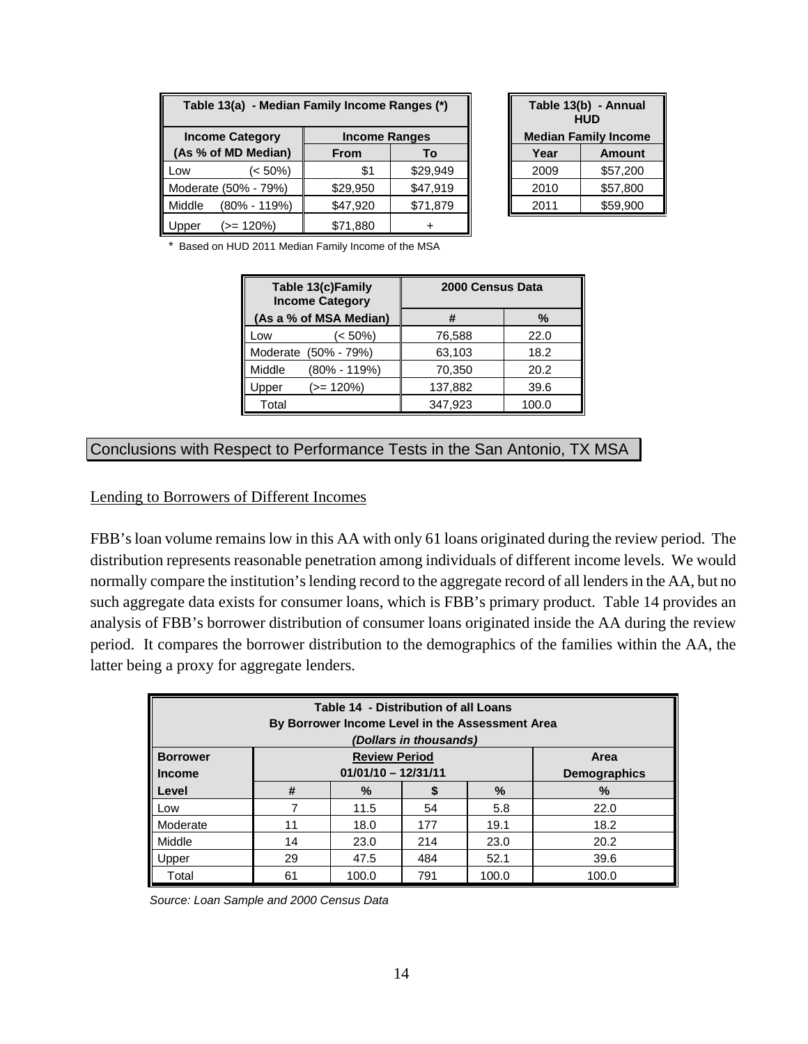| Table 13(a) - Median Family Income Ranges (*) | | |
|---|---|---|
| Income Category (As % of MD Median) | Income Ranges | |
| | From | To |
| Low (< 50%) | $1 | $29,949 |
| Moderate (50% - 79%) | $29,950 | $47,919 |
| Middle (80% - 119%) | $47,920 | $71,879 |
| Upper (>= 120%) | $71,880 | + |

\* Based on HUD 2011 Median Family Income of the MSA

| Table 13(b) - Annual HUD Median Family Income | |
|---|---|
| Year | Amount |
| 2009 | $57,200 |
| 2010 | $57,800 |
| 2011 | $59,900 |

| Table 13(c) Family Income Category (As a % of MSA Median) | 2000 Census Data | |
|---|---|---|
| | # | % |
| Low (< 50%) | 76,588 | 22.0 |
| Moderate (50% - 79%) | 63,103 | 18.2 |
| Middle (80% - 119%) | 70,350 | 20.2 |
| Upper (>= 120%) | 137,882 | 39.6 |
| Total | 347,923 | 100.0 |

## Conclusions with Respect to Performance Tests in the San Antonio, TX MSA

Lending to Borrowers of Different Incomes

FBB's loan volume remains low in this AA with only 61 loans originated during the review period. The distribution represents reasonable penetration among individuals of different income levels. We would normally compare the institution's lending record to the aggregate record of all lenders in the AA, but no such aggregate data exists for consumer loans, which is FBB's primary product. Table 14 provides an analysis of FBB's borrower distribution of consumer loans originated inside the AA during the review period. It compares the borrower distribution to the demographics of the families within the AA, the latter being a proxy for aggregate lenders.

**Table 14 - Distribution of all Loans By Borrower Income Level in the Assessment Area** *(Dollars in thousands)*

| Borrower Income Level | Review Period 01/01/10 – 12/31/11 | | | | Area Demographics |
|---|---|---|---|---|---|
| | # | % | $ | % | % |
| Low | 7 | 11.5 | 54 | 5.8 | 22.0 |
| Moderate | 11 | 18.0 | 177 | 19.1 | 18.2 |
| Middle | 14 | 23.0 | 214 | 23.0 | 20.2 |
| Upper | 29 | 47.5 | 484 | 52.1 | 39.6 |
| Total | 61 | 100.0 | 791 | 100.0 | 100.0 |

*Source: Loan Sample and 2000 Census Data*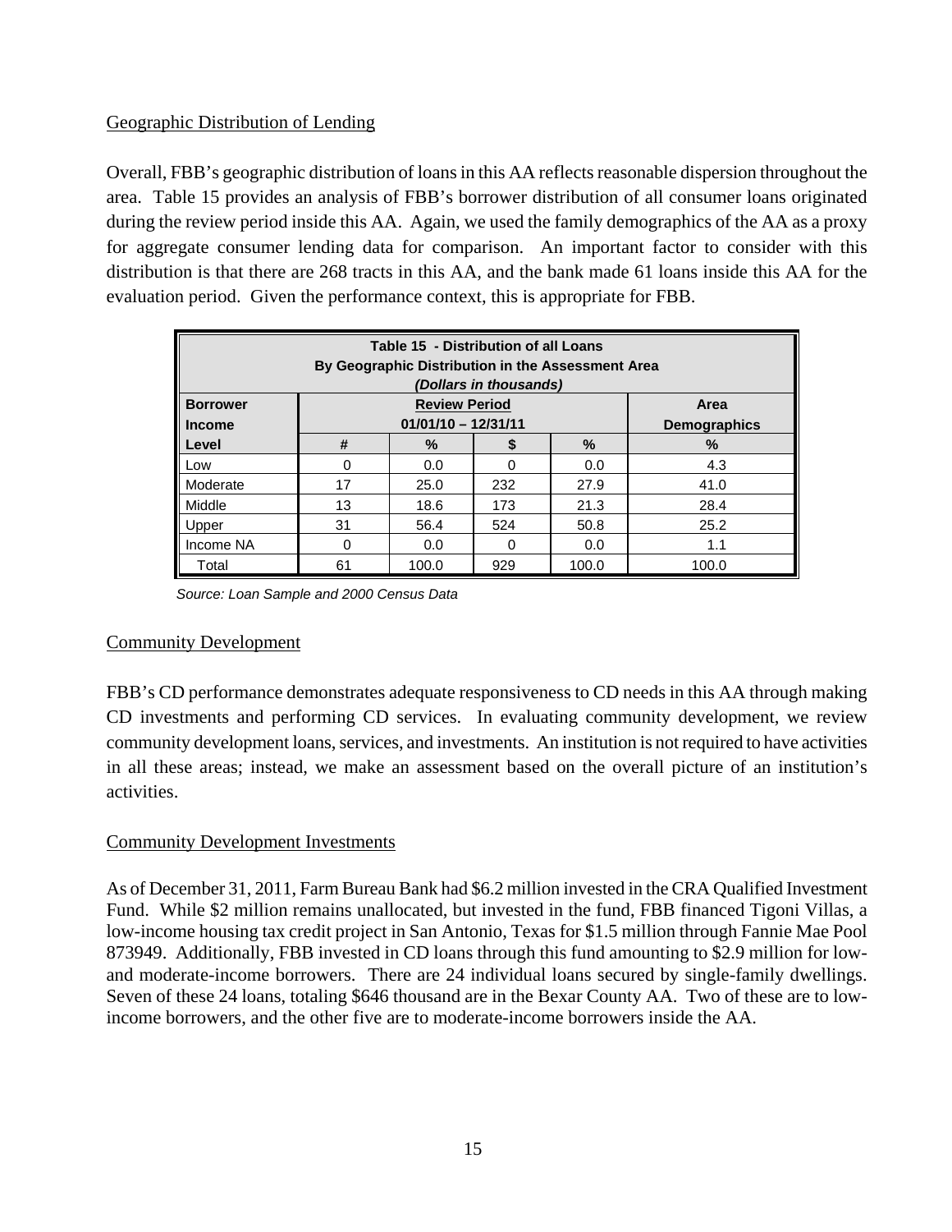## Geographic Distribution of Lending

Overall, FBB's geographic distribution of loans in this AA reflects reasonable dispersion throughout the area. Table 15 provides an analysis of FBB's borrower distribution of all consumer loans originated during the review period inside this AA. Again, we used the family demographics of the AA as a proxy for aggregate consumer lending data for comparison. An important factor to consider with this distribution is that there are 268 tracts in this AA, and the bank made 61 loans inside this AA for the evaluation period. Given the performance context, this is appropriate for FBB.

| Table 15 - Distribution of all Loans By Geographic Distribution in the Assessment Area *(Dollars in thousands)* | | | | | |
|---|---|---|---|---|---|
| **Borrower Income** | **Review Period 01/01/10 – 12/31/11** | | | | **Area Demographics** |
| **Level** | **#** | **%** | **$** | **%** | **%** |
| Low | 0 | 0.0 | 0 | 0.0 | 4.3 |
| Moderate | 17 | 25.0 | 232 | 27.9 | 41.0 |
| Middle | 13 | 18.6 | 173 | 21.3 | 28.4 |
| Upper | 31 | 56.4 | 524 | 50.8 | 25.2 |
| Income NA | 0 | 0.0 | 0 | 0.0 | 1.1 |
| Total | 61 | 100.0 | 929 | 100.0 | 100.0 |

*Source: Loan Sample and 2000 Census Data*

## Community Development

FBB's CD performance demonstrates adequate responsiveness to CD needs in this AA through making CD investments and performing CD services. In evaluating community development, we review community development loans, services, and investments. An institution is not required to have activities in all these areas; instead, we make an assessment based on the overall picture of an institution's activities.

## Community Development Investments

As of December 31, 2011, Farm Bureau Bank had $6.2 million invested in the CRA Qualified Investment Fund. While $2 million remains unallocated, but invested in the fund, FBB financed Tigoni Villas, a low-income housing tax credit project in San Antonio, Texas for $1.5 million through Fannie Mae Pool 873949. Additionally, FBB invested in CD loans through this fund amounting to $2.9 million for low- and moderate-income borrowers. There are 24 individual loans secured by single-family dwellings. Seven of these 24 loans, totaling $646 thousand are in the Bexar County AA. Two of these are to low-income borrowers, and the other five are to moderate-income borrowers inside the AA.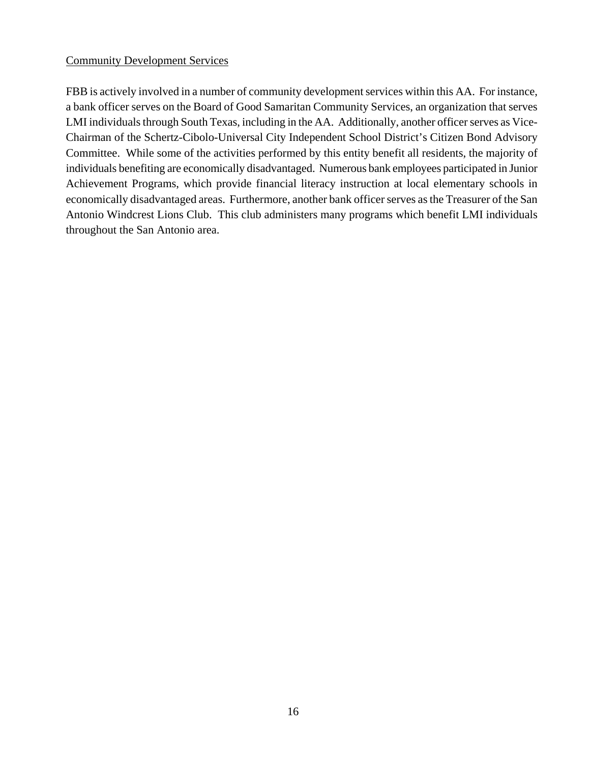Community Development Services

FBB is actively involved in a number of community development services within this AA. For instance, a bank officer serves on the Board of Good Samaritan Community Services, an organization that serves LMI individuals through South Texas, including in the AA. Additionally, another officer serves as Vice-Chairman of the Schertz-Cibolo-Universal City Independent School District's Citizen Bond Advisory Committee. While some of the activities performed by this entity benefit all residents, the majority of individuals benefiting are economically disadvantaged. Numerous bank employees participated in Junior Achievement Programs, which provide financial literacy instruction at local elementary schools in economically disadvantaged areas. Furthermore, another bank officer serves as the Treasurer of the San Antonio Windcrest Lions Club. This club administers many programs which benefit LMI individuals throughout the San Antonio area.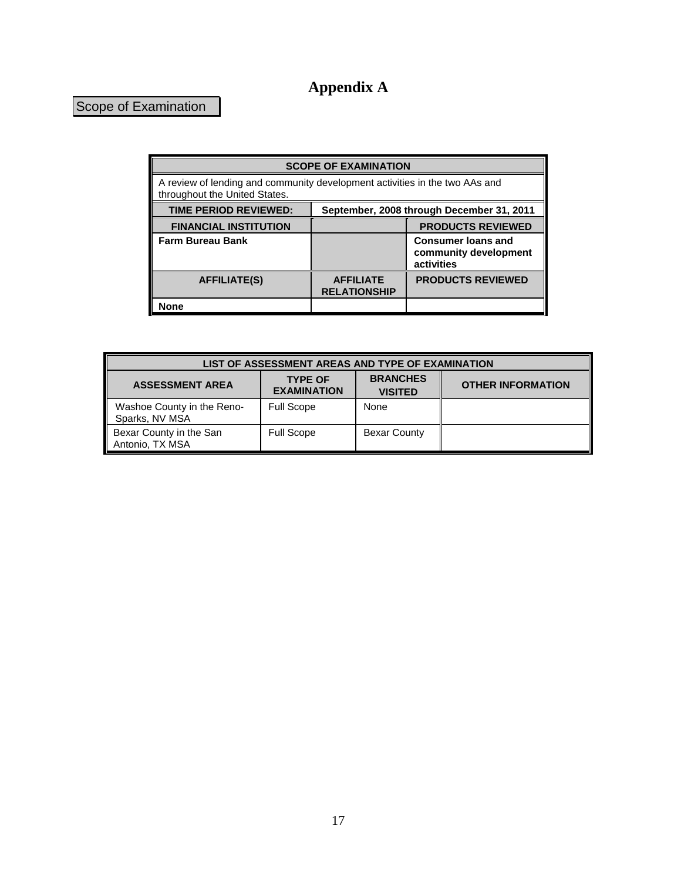# Appendix A

## Scope of Examination

| SCOPE OF EXAMINATION | | |
|---|---|---|
| A review of lending and community development activities in the two AAs and throughout the United States. | | |
| **TIME PERIOD REVIEWED:** | **September, 2008 through December 31, 2011** | |
| **FINANCIAL INSTITUTION** | | **PRODUCTS REVIEWED** |
| **Farm Bureau Bank** | | **Consumer loans and community development activities** |
| **AFFILIATE(S)** | **AFFILIATE RELATIONSHIP** | **PRODUCTS REVIEWED** |
| **None** | | |

| LIST OF ASSESSMENT AREAS AND TYPE OF EXAMINATION | | | |
|---|---|---|---|
| **ASSESSMENT AREA** | **TYPE OF EXAMINATION** | **BRANCHES VISITED** | **OTHER INFORMATION** |
| Washoe County in the Reno-Sparks, NV MSA | Full Scope | None | |
| Bexar County in the San Antonio, TX MSA | Full Scope | Bexar County | |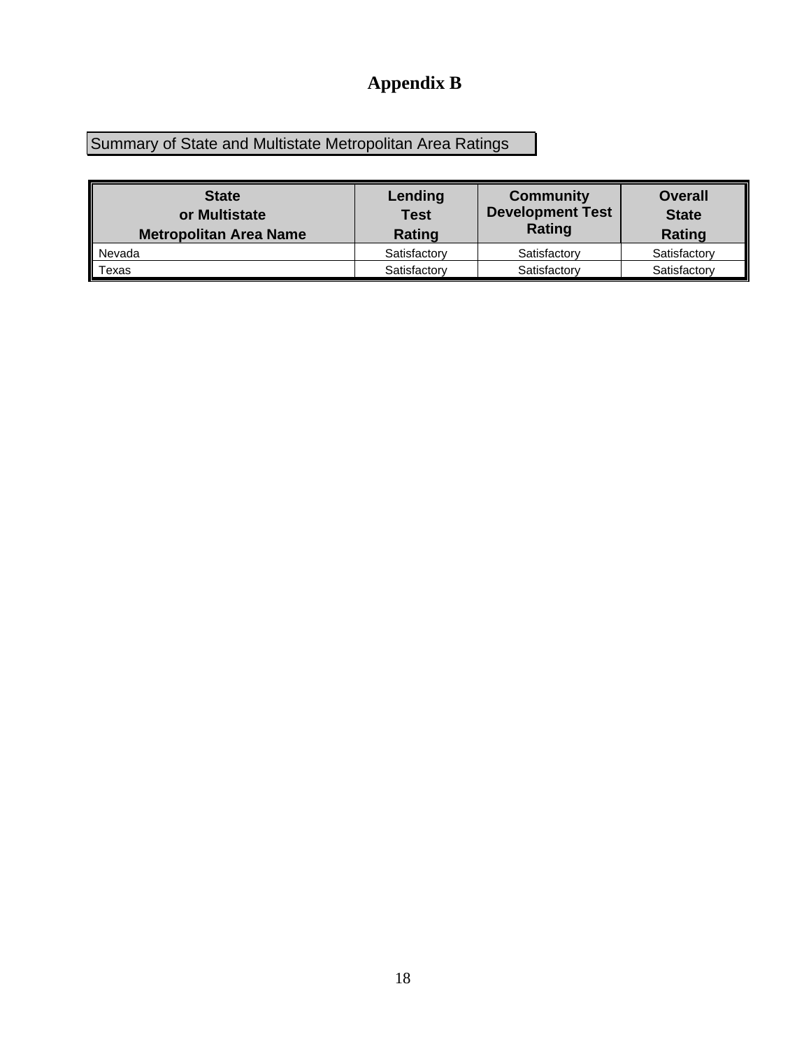# Appendix B

## Summary of State and Multistate Metropolitan Area Ratings

| State or Multistate Metropolitan Area Name | Lending Test Rating | Community Development Test Rating | Overall State Rating |
|---|---|---|---|
| Nevada | Satisfactory | Satisfactory | Satisfactory |
| Texas | Satisfactory | Satisfactory | Satisfactory |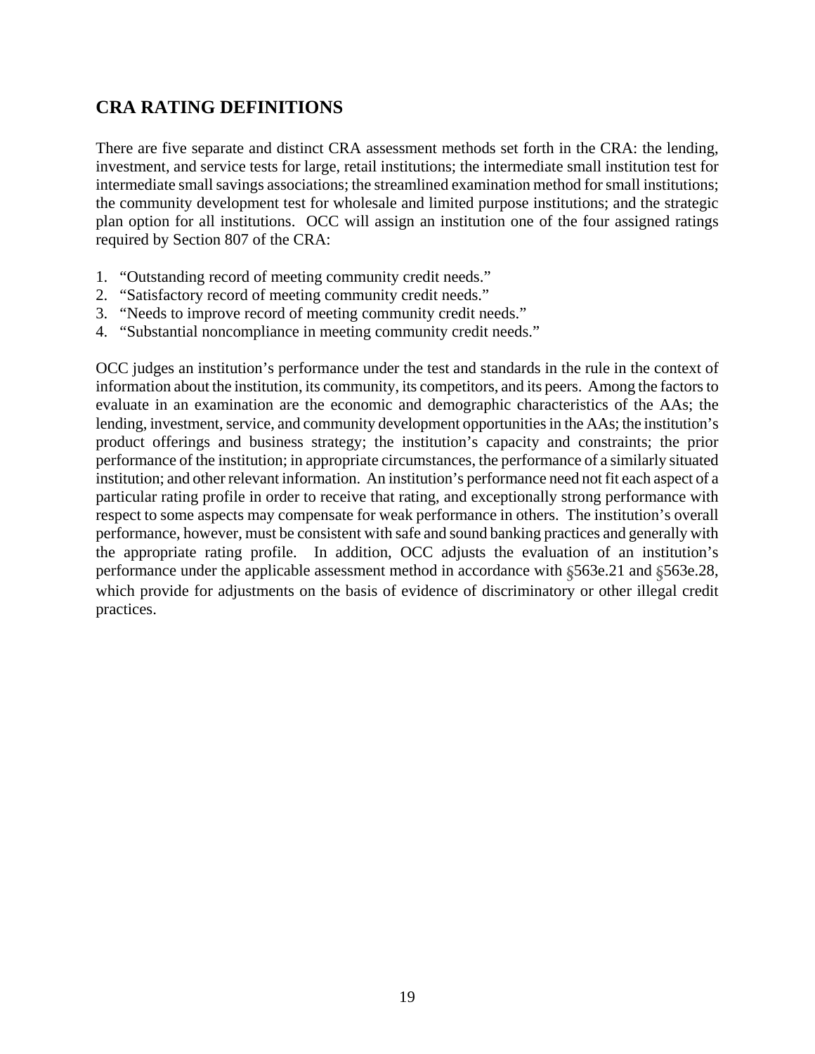## CRA RATING DEFINITIONS

There are five separate and distinct CRA assessment methods set forth in the CRA: the lending, investment, and service tests for large, retail institutions; the intermediate small institution test for intermediate small savings associations; the streamlined examination method for small institutions; the community development test for wholesale and limited purpose institutions; and the strategic plan option for all institutions. OCC will assign an institution one of the four assigned ratings required by Section 807 of the CRA:

1. "Outstanding record of meeting community credit needs."
2. "Satisfactory record of meeting community credit needs."
3. "Needs to improve record of meeting community credit needs."
4. "Substantial noncompliance in meeting community credit needs."

OCC judges an institution's performance under the test and standards in the rule in the context of information about the institution, its community, its competitors, and its peers. Among the factors to evaluate in an examination are the economic and demographic characteristics of the AAs; the lending, investment, service, and community development opportunities in the AAs; the institution's product offerings and business strategy; the institution's capacity and constraints; the prior performance of the institution; in appropriate circumstances, the performance of a similarly situated institution; and other relevant information. An institution's performance need not fit each aspect of a particular rating profile in order to receive that rating, and exceptionally strong performance with respect to some aspects may compensate for weak performance in others. The institution's overall performance, however, must be consistent with safe and sound banking practices and generally with the appropriate rating profile. In addition, OCC adjusts the evaluation of an institution's performance under the applicable assessment method in accordance with §563e.21 and §563e.28, which provide for adjustments on the basis of evidence of discriminatory or other illegal credit practices.